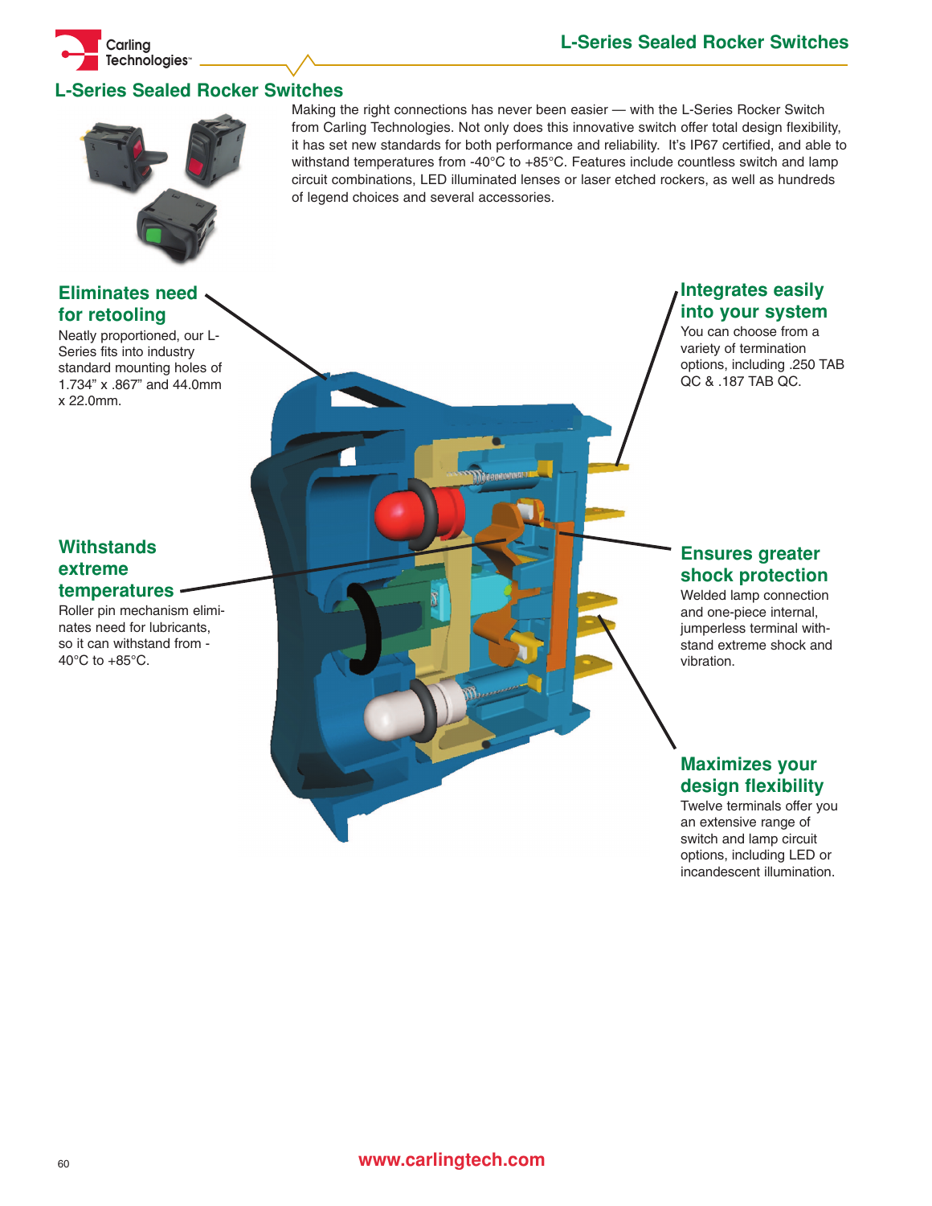## L-Series Sealed Rocker Switches

Making the right connections has never been easier — with the L-Series Rocker Switch from Carling Technologies. Not only does this innovative switch offer total design flexibility, it has set new standards for both performance and reliability. It's IP67 certified, and able to withstand temperatures from -40°C to +85°C. Features include countless switch and lamp circuit combinations, LED illuminated lenses or laser etched rockers, as well as hundreds of legend choices and several accessories.

### Eliminates need for retooling

Neatly proportioned, our L-Series fits into industry standard mounting holes of 1.734" x .867" and 44.0mm x 22.0mm.

### Withstands extreme temperatures

Roller pin mechanism eliminates need for lubricants, so it can withstand from -40°C to +85°C.

### Integrates easily into your system

You can choose from a variety of termination options, including .250 TAB QC & .187 TAB QC.

### Ensures greater shock protection

Welded lamp connection and one-piece internal, jumperless terminal withstand extreme shock and vibration.

### Maximizes your design flexibility

Twelve terminals offer you an extensive range of switch and lamp circuit options, including LED or incandescent illumination.

www.carlingtech.com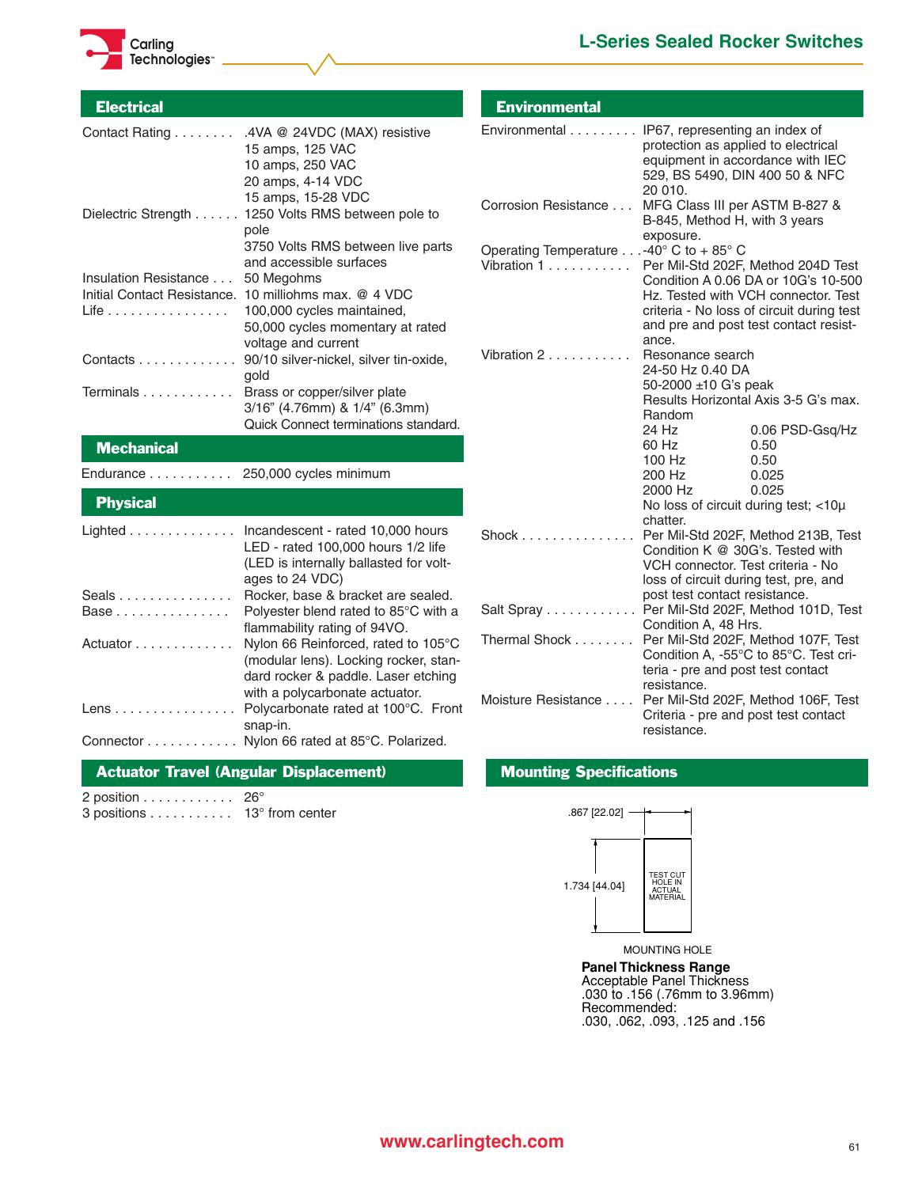# L-Series Sealed Rocker Switches

## Electrical

| | |
|---|---|
| Contact Rating | .4VA @ 24VDC (MAX) resistive<br>15 amps, 125 VAC<br>10 amps, 250 VAC<br>20 amps, 4-14 VDC<br>15 amps, 15-28 VDC |
| Dielectric Strength | 1250 Volts RMS between pole to pole<br>3750 Volts RMS between live parts and accessible surfaces |
| Insulation Resistance | 50 Megohms |
| Initial Contact Resistance | 10 milliohms max. @ 4 VDC |
| Life | 100,000 cycles maintained,<br>50,000 cycles momentary at rated voltage and current |
| Contacts | 90/10 silver-nickel, silver tin-oxide, gold |
| Terminals | Brass or copper/silver plate<br>3/16" (4.76mm) & 1/4" (6.3mm)<br>Quick Connect terminations standard. |

## Mechanical

| | |
|---|---|
| Endurance | 250,000 cycles minimum |

## Physical

| | |
|---|---|
| Lighted | Incandescent - rated 10,000 hours<br>LED - rated 100,000 hours 1/2 life<br>(LED is internally ballasted for voltages to 24 VDC) |
| Seals | Rocker, base & bracket are sealed. |
| Base | Polyester blend rated to 85°C with a flammability rating of 94VO. |
| Actuator | Nylon 66 Reinforced, rated to 105°C (modular lens). Locking rocker, standard rocker & paddle. Laser etching with a polycarbonate actuator. |
| Lens | Polycarbonate rated at 100°C. Front snap-in. |
| Connector | Nylon 66 rated at 85°C. Polarized. |

## Actuator Travel (Angular Displacement)

| | |
|---|---|
| 2 position | 26° |
| 3 positions | 13° from center |

## Environmental

| | |
|---|---|
| Environmental | IP67, representing an index of protection as applied to electrical equipment in accordance with IEC 529, BS 5490, DIN 400 50 & NFC 20 010. |
| Corrosion Resistance | MFG Class III per ASTM B-827 & B-845, Method H, with 3 years exposure. |
| Operating Temperature | -40° C to + 85° C |
| Vibration 1 | Per Mil-Std 202F, Method 204D Test Condition A 0.06 DA or 10G's 10-500 Hz. Tested with VCH connector. Test criteria - No loss of circuit during test and pre and post test contact resistance. |
| Vibration 2 | Resonance search<br>24-50 Hz 0.40 DA<br>50-2000 ±10 G's peak<br>Results Horizontal Axis 3-5 G's max.<br>Random<br>24 Hz 0.06 PSD-Gsq/Hz<br>60 Hz 0.50<br>100 Hz 0.50<br>200 Hz 0.025<br>2000 Hz 0.025<br>No loss of circuit during test; <10µ chatter. |
| Shock | Per Mil-Std 202F, Method 213B, Test Condition K @ 30G's. Tested with VCH connector. Test criteria - No loss of circuit during test, pre, and post test contact resistance. |
| Salt Spray | Per Mil-Std 202F, Method 101D, Test Condition A, 48 Hrs. |
| Thermal Shock | Per Mil-Std 202F, Method 107F, Test Condition A, -55°C to 85°C. Test criteria - pre and post test contact resistance. |
| Moisture Resistance | Per Mil-Std 202F, Method 106F, Test Criteria - pre and post test contact resistance. |

## Mounting Specifications

.867 [22.02]

1.734 [44.04]

TEST CUT HOLE IN ACTUAL MATERIAL

MOUNTING HOLE

**Panel Thickness Range**

Acceptable Panel Thickness
.030 to .156 (.76mm to 3.96mm)
Recommended:
.030, .062, .093, .125 and .156

www.carlingtech.com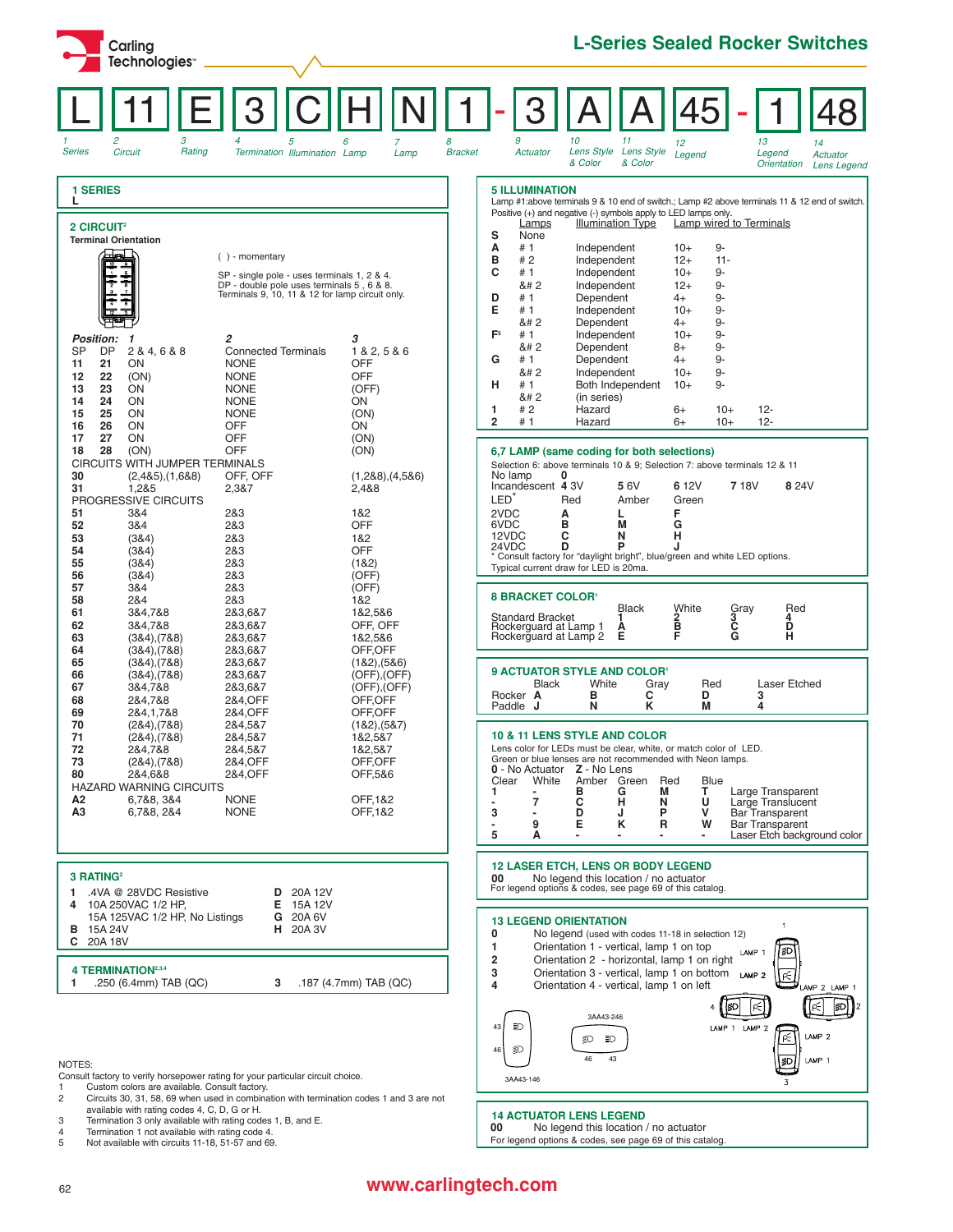# L-Series Sealed Rocker Switches

| L | 11 | E | 3 | C | H | N | 1 | - | 3 | A | A | 45 | - | 1 | 48 |
|---|---|---|---|---|---|---|---|---|---|---|---|---|---|---|---|
| 1 Series | 2 Circuit | 3 Rating | 4 Termination | 5 Illumination | 6 Lamp | 7 Lamp | 8 Bracket | | 9 Actuator | 10 Lens Style & Color | 11 Lens Style & Color | 12 Legend | | 13 Legend Orientation | 14 Actuator Lens Legend |

## 1 SERIES

L

## 2 CIRCUIT[2]

**Terminal Orientation**

( ) - momentary

SP - single pole - uses terminals 1, 2 & 4.
DP - double pole uses terminals 5 , 6 & 8.
Terminals 9, 10, 11 & 12 for lamp circuit only.

| SP | DP | *Position:* 1: 2 & 4, 6 & 8 | 2: Connected Terminals | 3: 1 & 2, 5 & 6 |
|---|---|---|---|---|
| 11 | 21 | ON | NONE | OFF |
| 12 | 22 | (ON) | NONE | OFF |
| 13 | 23 | ON | NONE | (OFF) |
| 14 | 24 | ON | NONE | ON |
| 15 | 25 | ON | NONE | (ON) |
| 16 | 26 | ON | OFF | ON |
| 17 | 27 | ON | OFF | (ON) |
| 18 | 28 | (ON) | OFF | (ON) |
| CIRCUITS WITH JUMPER TERMINALS | | | | |
| 30 | | (2,4&5),(1,6&8) | OFF, OFF | (1,2&8),(4,5&6) |
| 31 | | 1,2&5 | 2,3&7 | 2,4&8 |
| PROGRESSIVE CIRCUITS | | | | |
| 51 | | 3&4 | 2&3 | 1&2 |
| 52 | | 3&4 | 2&3 | OFF |
| 53 | | (3&4) | 2&3 | 1&2 |
| 54 | | (3&4) | 2&3 | OFF |
| 55 | | (3&4) | 2&3 | (1&2) |
| 56 | | (3&4) | 2&3 | (OFF) |
| 57 | | 3&4 | 2&3 | (OFF) |
| 58 | | 2&4 | 2&3 | 1&2 |
| 61 | | 3&4,7&8 | 2&3,6&7 | 1&2,5&6 |
| 62 | | 3&4,7&8 | 2&3,6&7 | OFF, OFF |
| 63 | | (3&4),(7&8) | 2&3,6&7 | 1&2,5&6 |
| 64 | | (3&4),(7&8) | 2&3,6&7 | OFF,OFF |
| 65 | | (3&4),(7&8) | 2&3,6&7 | (1&2),(5&6) |
| 66 | | (3&4),(7&8) | 2&3,6&7 | (OFF),(OFF) |
| 67 | | 3&4,7&8 | 2&3,6&7 | (OFF),(OFF) |
| 68 | | 2&4,7&8 | 2&4,OFF | OFF,OFF |
| 69 | | 2&4,1,7&8 | 2&4,OFF | OFF,OFF |
| 70 | | (2&4),(7&8) | 2&4,5&7 | (1&2),(5&7) |
| 71 | | (2&4),(7&8) | 2&4,5&7 | 1&2,5&7 |
| 72 | | 2&4,7&8 | 2&4,5&7 | 1&2,5&7 |
| 73 | | (2&4),(7&8) | 2&4,OFF | OFF,OFF |
| 80 | | 2&4,6&8 | 2&4,OFF | OFF,5&6 |
| HAZARD WARNING CIRCUITS | | | | |
| A2 | | 6,7&8, 3&4 | NONE | OFF,1&2 |
| A3 | | 6,7&8, 2&4 | NONE | OFF,1&2 |

## 3 RATING[2]

| | | | |
|---|---|---|---|
| 1 | .4VA @ 28VDC Resistive | D | 20A 12V |
| 4 | 10A 250VAC 1/2 HP, 15A 125VAC 1/2 HP, No Listings | E | 15A 12V |
| B | 15A 24V | G | 20A 6V |
| C | 20A 18V | H | 20A 3V |

## 4 TERMINATION[2,3,4]

1 .250 (6.4mm) TAB (QC)
3 .187 (4.7mm) TAB (QC)

NOTES:
Consult factory to verify horsepower rating for your particular circuit choice.

1. Custom colors are available. Consult factory.
2. Circuits 30, 31, 58, 69 when used in combination with termination codes 1 and 3 are not available with rating codes 4, C, D, G or H.
3. Termination 3 only available with rating codes 1, B, and E.
4. Termination 1 not available with rating code 4.
5. Not available with circuits 11-18, 21-28, 51-57 and 69.

## 5 ILLUMINATION

Lamp #1:above terminals 9 & 10 end of switch.; Lamp #2 above terminals 11 & 12 end of switch.
Positive (+) and negative (-) symbols apply to LED lamps only.

| | Lamps | Illumination Type | Lamp wired to Terminals | | |
|---|---|---|---|---|---|
| S | None | | | | |
| A | # 1 | Independent | 10+ | 9- | |
| B | # 2 | Independent | 12+ | 11- | |
| C | # 1 | Independent | 10+ | 9- | |
| | &# 2 | Independent | 12+ | 9- | |
| D | # 1 | Dependent | 4+ | 9- | |
| E | # 1 | Independent | 10+ | 9- | |
| | &# 2 | Dependent | 4+ | 9- | |
| F[5] | # 1 | Independent | 10+ | 9- | |
| | &# 2 | Dependent | 8+ | 9- | |
| G | # 1 | Dependent | 4+ | 9- | |
| | &# 2 | Independent | 10+ | 9- | |
| H | # 1 | Both Independent | 10+ | 9- | |
| | &# 2 | (in series) | | | |
| 1 | # 2 | Hazard | 6+ | 10+ | 12- |
| 2 | # 1 | Hazard | 6+ | 10+ | 12- |

## 6,7 LAMP (same coding for both selections)

Selection 6: above terminals 10 & 9; Selection 7: above terminals 12 & 11

| | | | | | |
|---|---|---|---|---|---|
| No lamp | 0 | | | | |
| Incandescent | 4 3V | 5 6V | 6 12V | 7 18V | 8 24V |
| LED* | Red | Amber | Green | | |
| 2VDC | A | L | F | | |
| 6VDC | B | M | G | | |
| 12VDC | C | N | H | | |
| 24VDC | D | P | J | | |

\* Consult factory for "daylight bright", blue/green and white LED options.
Typical current draw for LED is 20ma.

## 8 BRACKET COLOR[1]

| | Black | White | Gray | Red |
|---|---|---|---|---|
| Standard Bracket | 1 | 2 | 3 | 4 |
| Rockerguard at Lamp 1 | A | B | C | D |
| Rockerguard at Lamp 2 | E | F | G | H |

## 9 ACTUATOR STYLE AND COLOR[1]

| | Black | White | Gray | Red | Laser Etched |
|---|---|---|---|---|---|
| Rocker | A | B | C | D | 3 |
| Paddle | J | N | K | M | 4 |

## 10 & 11 LENS STYLE AND COLOR

Lens color for LEDs must be clear, white, or match color of LED.
Green or blue lenses are not recommended with Neon lamps.
**0** - No Actuator **Z** - No Lens

| Clear | White | Amber | Green | Red | Blue | |
|---|---|---|---|---|---|---|
| 1 | - | B | G | M | T | Large Transparent |
| - | 7 | C | H | N | U | Large Translucent |
| 3 | - | D | J | P | V | Bar Transparent |
| - | 9 | E | K | R | W | Bar Transparent |
| 5 | A | - | - | - | - | Laser Etch background color |

## 12 LASER ETCH, LENS OR BODY LEGEND

**00** No legend this location / no actuator
For legend options & codes, see page 69 of this catalog.

## 13 LEGEND ORIENTATION

**0** No legend (used with codes 11-18 in selection 12)
**1** Orientation 1 - vertical, lamp 1 on top
**2** Orientation 2 - horizontal, lamp 1 on right
**3** Orientation 3 - vertical, lamp 1 on bottom
**4** Orientation 4 - vertical, lamp 1 on left

3AA43-246

3AA43-146

## 14 ACTUATOR LENS LEGEND

**00** No legend this location / no actuator
For legend options & codes, see page 69 of this catalog.

www.carlingtech.com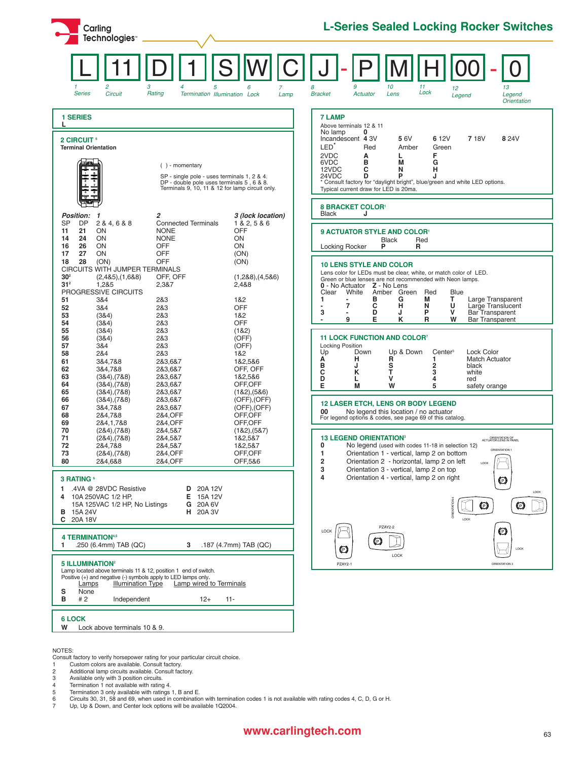# L-Series Sealed Locking Rocker Switches

| L | 11 | D | 1 | S | W | C | J | - | P | M | H | 00 | - | 0 |
|---|---|---|---|---|---|---|---|---|---|---|---|---|---|---|
| 1 Series | 2 Circuit | 3 Rating | 4 Termination | 5 Illumination | 6 Lock | 7 Lamp | 8 Bracket | | 9 Actuator | 10 Lens | 11 Lock | 12 Legend | | 13 Legend Orientation |

## 1 SERIES

L

## 2 CIRCUIT [6]

**Terminal Orientation**

( ) - momentary

SP - single pole - uses terminals 1, 2 & 4.
DP - double pole uses terminals 5 , 6 & 8.
Terminals 9, 10, 11 & 12 for lamp circuit only.

| SP | DP | *Position: 1* 2 & 4, 6 & 8 | *2* Connected Terminals | *3 (lock location)* 1 & 2, 5 & 6 |
|---|---|---|---|---|
| 11 | 21 | ON | NONE | OFF |
| 14 | 24 | ON | NONE | ON |
| 16 | 26 | ON | OFF | ON |
| 17 | 27 | ON | OFF | (ON) |
| 18 | 28 | (ON) | OFF | (ON) |
| CIRCUITS WITH JUMPER TERMINALS | | | | |
| 30[2] | | (2,4&5),(1,6&8) | OFF, OFF | (1,2&8),(4,5&6) |
| 31[2] | | 1,2&5 | 2,3&7 | 2,4&8 |
| PROGRESSIVE CIRCUITS | | | | |
| 51 | | 3&4 | 2&3 | 1&2 |
| 52 | | 3&4 | 2&3 | OFF |
| 53 | | (3&4) | 2&3 | 1&2 |
| 54 | | (3&4) | 2&3 | OFF |
| 55 | | (3&4) | 2&3 | (1&2) |
| 56 | | (3&4) | 2&3 | (OFF) |
| 57 | | 3&4 | 2&3 | (OFF) |
| 58 | | 2&4 | 2&3 | 1&2 |
| 61 | | 3&4,7&8 | 2&3,6&7 | 1&2,5&6 |
| 62 | | 3&4,7&8 | 2&3,6&7 | OFF, OFF |
| 63 | | (3&4),(7&8) | 2&3,6&7 | 1&2,5&6 |
| 64 | | (3&4),(7&8) | 2&3,6&7 | OFF,OFF |
| 65 | | (3&4),(7&8) | 2&3,6&7 | (1&2),(5&6) |
| 66 | | (3&4),(7&8) | 2&3,6&7 | (OFF),(OFF) |
| 67 | | 3&4,7&8 | 2&3,6&7 | (OFF),(OFF) |
| 68 | | 2&4,7&8 | 2&4,OFF | OFF,OFF |
| 69 | | 2&4,1,7&8 | 2&4,OFF | OFF,OFF |
| 70 | | (2&4),(7&8) | 2&4,5&7 | (1&2),(5&7) |
| 71 | | (2&4),(7&8) | 2&4,5&7 | 1&2,5&7 |
| 72 | | 2&4,7&8 | 2&4,5&7 | 1&2,5&7 |
| 73 | | (2&4),(7&8) | 2&4,OFF | OFF,OFF |
| 80 | | 2&4,6&8 | 2&4,OFF | OFF,5&6 |

## 3 RATING [6]

| Code | Rating | Code | Rating |
|---|---|---|---|
| 1 | .4VA @ 28VDC Resistive | D | 20A 12V |
| 4 | 10A 250VAC 1/2 HP, 15A 125VAC 1/2 HP, No Listings | E | 15A 12V |
| B | 15A 24V | G | 20A 6V |
| C | 20A 18V | H | 20A 3V |

## 4 TERMINATION[4,5]

1 .250 (6.4mm) TAB (QC)
3 .187 (4.7mm) TAB (QC)

## 5 ILLUMINATION[2]

Lamp located above terminals 11 & 12, position 1 end of switch.
Positive (+) and negative (-) symbols apply to LED lamps only.

| | Lamps | Illumination Type | Lamp wired to Terminals | |
|---|---|---|---|---|
| S | None | | | |
| B | # 2 | Independent | 12+ | 11- |

## 6 LOCK

W Lock above terminals 10 & 9.

## 7 LAMP

Above terminals 12 & 11

| | | | | | |
|---|---|---|---|---|---|
| No lamp | 0 | | | | |
| Incandescent | 4 3V | 5 6V | 6 12V | 7 18V | 8 24V |
| LED* | Red | Amber | Green | | |
| 2VDC | A | L | F | | |
| 6VDC | B | M | G | | |
| 12VDC | C | N | H | | |
| 24VDC | D | P | J | | |

\* Consult factory for "daylight bright", blue/green and white LED options.
Typical current draw for LED is 20ma.

## 8 BRACKET COLOR[1]

Black J

## 9 ACTUATOR STYLE AND COLOR[1]

| | Black | Red |
|---|---|---|
| Locking Rocker | P | R |

## 10 LENS STYLE AND COLOR

Lens color for LEDs must be clear, white, or match color of LED.
Green or blue lenses are not recommended with Neon lamps.
0 - No Actuator Z - No Lens

| Clear | White | Amber | Green | Red | Blue | |
|---|---|---|---|---|---|---|
| 1 | - | B | G | M | T | Large Transparent |
| - | 7 | C | H | N | U | Large Translucent |
| 3 | - | D | J | P | V | Bar Transparent |
| - | 9 | E | K | R | W | Bar Transparent |

## 11 LOCK FUNCTION AND COLOR[7]

Locking Position

| Up | Down | Up & Down | Center[3] | Lock Color |
|---|---|---|---|---|
| A | H | R | 1 | Match Actuator |
| B | J | S | 2 | black |
| C | K | T | 3 | white |
| D | L | V | 4 | red |
| E | M | W | 5 | safety orange |

## 12 LASER ETCH, LENS OR BODY LEGEND

**00** No legend this location / no actuator
For legend options & codes, see page 69 of this catalog.

## 13 LEGEND ORIENTATION[3]

- **0** No legend (used with codes 11-18 in selection 12)
- **1** Orientation 1 - vertical, lamp 2 on bottom
- **2** Orientation 2 - horizontal, lamp 2 on left
- **3** Orientation 3 - vertical, lamp 2 on top
- **4** Orientation 4 - vertical, lamp 2 on right

ORIENTATION OF ACTUATOR/LENS IN PANEL — ORIENTATION 1, ORIENTATION 4, PZAY2-2, PZAY2-1, ORIENTATION 3, LOCK

NOTES:
Consult factory to verify horsepower rating for your particular circuit choice.
1 Custom colors are available. Consult factory.
2 Additional lamp circuits available. Consult factory.
3 Available only with 3 position circuits.
4 Termination 1 not available with rating 4.
5 Termination 3 only available with ratings 1, B and E.
6 Circuits 30, 31, 58 and 69, when used in combination with termination codes 1 is not available with rating codes 4, C, D, G or H.
7 Up, Up & Down, and Center lock options will be available 1Q2004.

www.carlingtech.com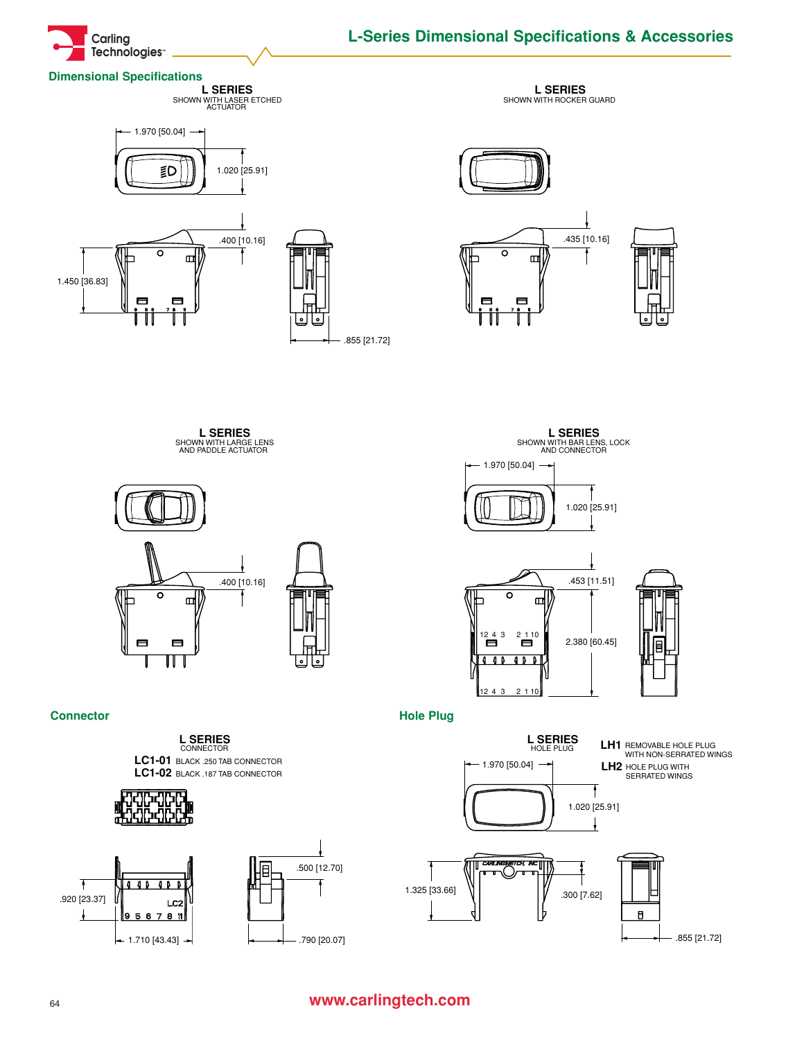## L-Series Dimensional Specifications & Accessories

### Dimensional Specifications

**L SERIES**
SHOWN WITH LASER ETCHED ACTUATOR

1.970 [50.04]
1.020 [25.91]
.400 [10.16]
1.450 [36.83]
.855 [21.72]

**L SERIES**
SHOWN WITH ROCKER GUARD

.435 [10.16]

**L SERIES**
SHOWN WITH LARGE LENS AND PADDLE ACTUATOR

.400 [10.16]

**L SERIES**
SHOWN WITH BAR LENS, LOCK AND CONNECTOR

1.970 [50.04]
1.020 [25.91]
.453 [11.51]
2.380 [60.45]

### Connector

**L SERIES**
CONNECTOR

**LC1-01** BLACK .250 TAB CONNECTOR
**LC1-02** BLACK .187 TAB CONNECTOR

.500 [12.70]
.920 [23.37]
1.710 [43.43]
.790 [20.07]

### Hole Plug

**L SERIES**
HOLE PLUG

**LH1** REMOVABLE HOLE PLUG WITH NON-SERRATED WINGS
**LH2** HOLE PLUG WITH SERRATED WINGS

1.970 [50.04]
1.020 [25.91]
1.325 [33.66]
.300 [7.62]
.855 [21.72]

www.carlingtech.com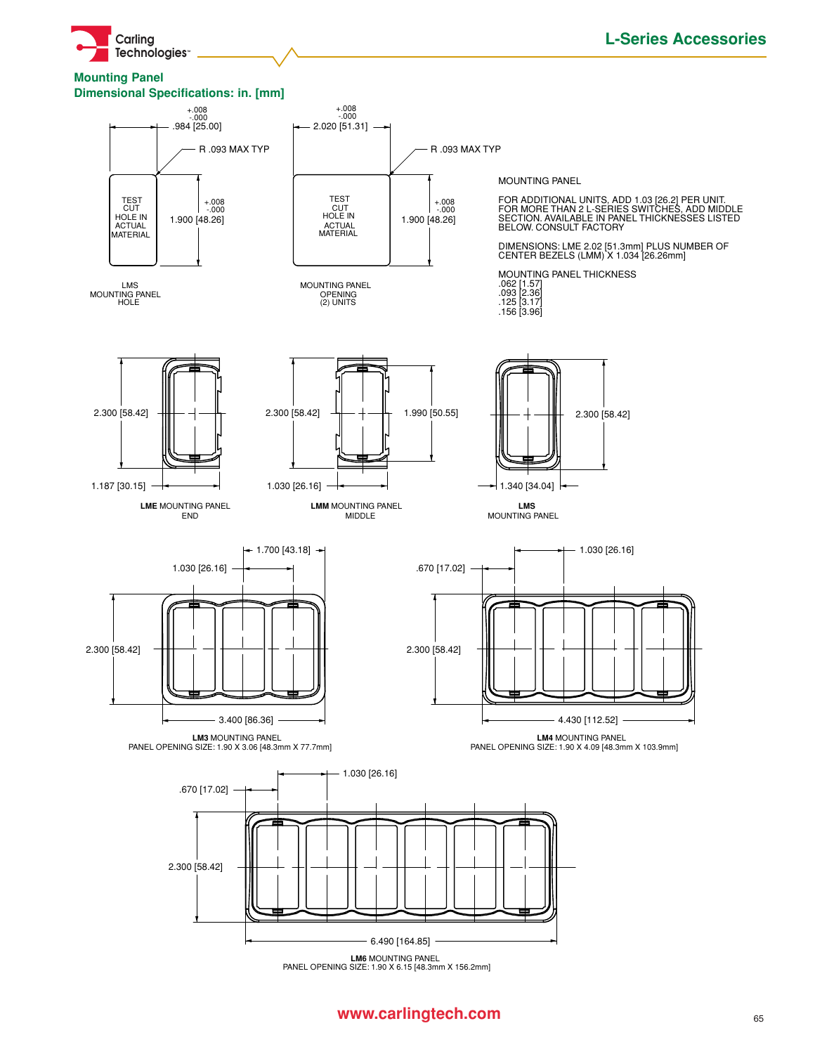## L-Series Accessories

### Mounting Panel
### Dimensional Specifications: in. [mm]

+.008 / -.000 .984 [25.00]

R .093 MAX TYP

TEST CUT HOLE IN ACTUAL MATERIAL

+.008 / -.000 1.900 [48.26]

LMS MOUNTING PANEL HOLE

+.008 / -.000 2.020 [51.31]

R .093 MAX TYP

TEST CUT HOLE IN ACTUAL MATERIAL

+.008 / -.000 1.900 [48.26]

MOUNTING PANEL OPENING (2) UNITS

MOUNTING PANEL

FOR ADDITIONAL UNITS, ADD 1.03 [26.2] PER UNIT.
FOR MORE THAN 2 L-SERIES SWITCHES, ADD MIDDLE SECTION. AVAILABLE IN PANEL THICKNESSES LISTED BELOW. CONSULT FACTORY

DIMENSIONS: LME 2.02 [51.3mm] PLUS NUMBER OF CENTER BEZELS (LMM) X 1.034 [26.26mm]

MOUNTING PANEL THICKNESS
.062 [1.57]
.093 [2.36]
.125 [3.17]
.156 [3.96]

2.300 [58.42]
1.187 [30.15]

**LME** MOUNTING PANEL END

2.300 [58.42]
1.990 [50.55]
1.030 [26.16]

**LMM** MOUNTING PANEL MIDDLE

2.300 [58.42]
1.340 [34.04]

**LMS** MOUNTING PANEL

1.700 [43.18]
1.030 [26.16]
2.300 [58.42]
3.400 [86.36]

**LM3** MOUNTING PANEL
PANEL OPENING SIZE: 1.90 X 3.06 [48.3mm X 77.7mm]

.670 [17.02]
1.030 [26.16]
2.300 [58.42]
4.430 [112.52]

**LM4** MOUNTING PANEL
PANEL OPENING SIZE: 1.90 X 4.09 [48.3mm X 103.9mm]

.670 [17.02]
1.030 [26.16]
2.300 [58.42]
6.490 [164.85]

**LM6** MOUNTING PANEL
PANEL OPENING SIZE: 1.90 X 6.15 [48.3mm X 156.2mm]

www.carlingtech.com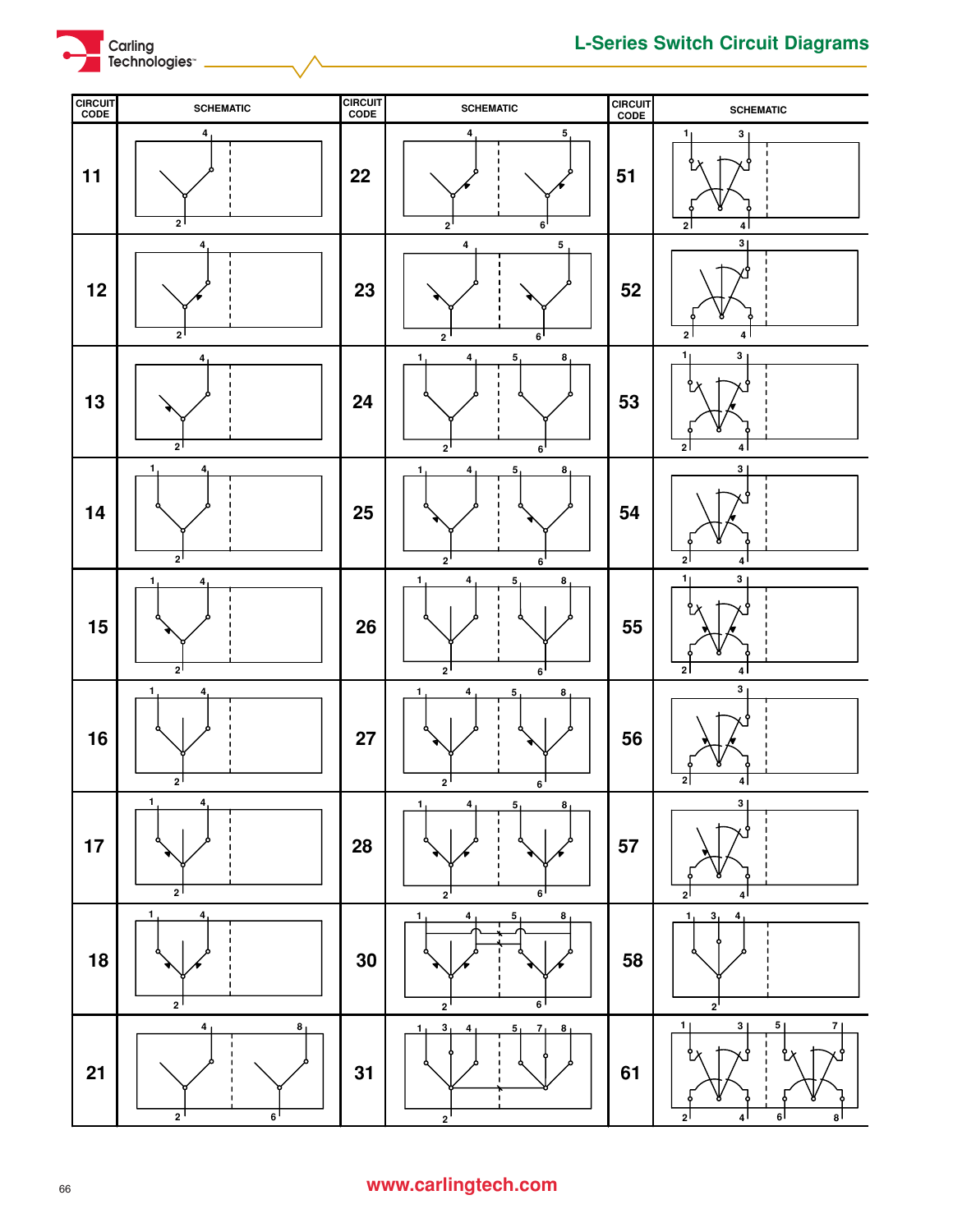# L-Series Switch Circuit Diagrams

| CIRCUIT CODE | SCHEMATIC | CIRCUIT CODE | SCHEMATIC | CIRCUIT CODE | SCHEMATIC |
|---|---|---|---|---|---|
| 11 | 4, 2 | 22 | 4, 5, 2, 6 | 51 | 1, 3, 2, 4 |
| 12 | 4, 2 | 23 | 4, 5, 2, 6 | 52 | 3, 2, 4 |
| 13 | 4, 2 | 24 | 1, 4, 5, 8, 2, 6 | 53 | 1, 3, 2, 4 |
| 14 | 1, 4, 2 | 25 | 1, 4, 5, 8, 2, 6 | 54 | 3, 2, 4 |
| 15 | 1, 4, 2 | 26 | 1, 4, 5, 8, 2, 6 | 55 | 1, 3, 2, 4 |
| 16 | 1, 4, 2 | 27 | 1, 4, 5, 8, 2, 6 | 56 | 3, 2, 4 |
| 17 | 1, 4, 2 | 28 | 1, 4, 5, 8, 2, 6 | 57 | 3, 2, 4 |
| 18 | 1, 4, 2 | 30 | 1, 4, 5, 8, 2, 6 | 58 | 1, 3, 4, 2 |
| 21 | 4, 8, 2, 6 | 31 | 1, 3, 4, 5, 7, 8, 2 | 61 | 1, 3, 5, 7, 2, 4, 6, 8 |

www.carlingtech.com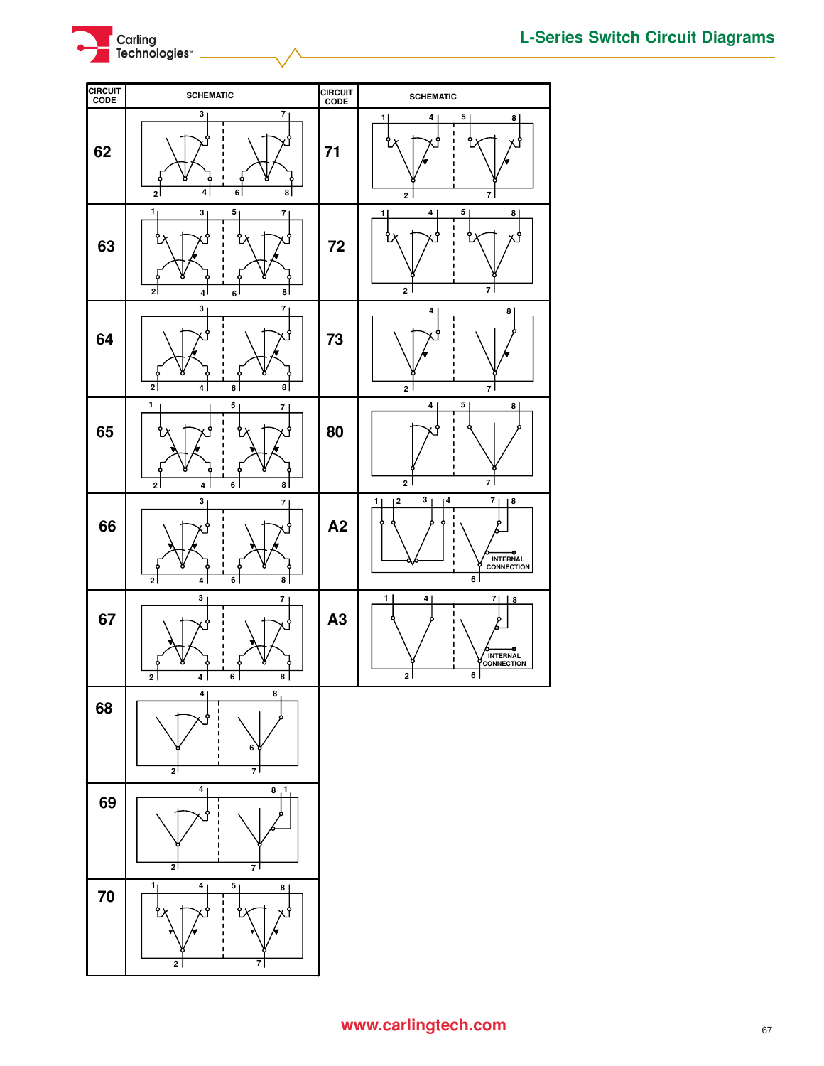## L-Series Switch Circuit Diagrams

| CIRCUIT CODE | SCHEMATIC | CIRCUIT CODE | SCHEMATIC |
|---|---|---|---|
| 62 | 3, 7 / 2, 4, 6, 8 | 71 | 1, 4, 5, 8 / 2, 7 |
| 63 | 1, 3, 5, 7 / 2, 4, 6, 8 | 72 | 1, 4, 5, 8 / 2, 7 |
| 64 | 3, 7 / 2, 4, 6, 8 | 73 | 4, 8 / 2, 7 |
| 65 | 1, 5, 7 / 2, 4, 6, 8 | 80 | 4, 5, 8 / 2, 7 |
| 66 | 3, 7 / 2, 4, 6, 8 | A2 | 1, 2, 3, 4, 7, 8 / 6 / INTERNAL CONNECTION |
| 67 | 3, 7 / 2, 4, 6, 8 | A3 | 1, 4, 7, 8 / 2, 6 / INTERNAL CONNECTION |
| 68 | 4, 8, 6 / 2, 7 | | |
| 69 | 4, 8, 1 / 2, 7 | | |
| 70 | 1, 4, 5, 8 / 2, 7 | | |

www.carlingtech.com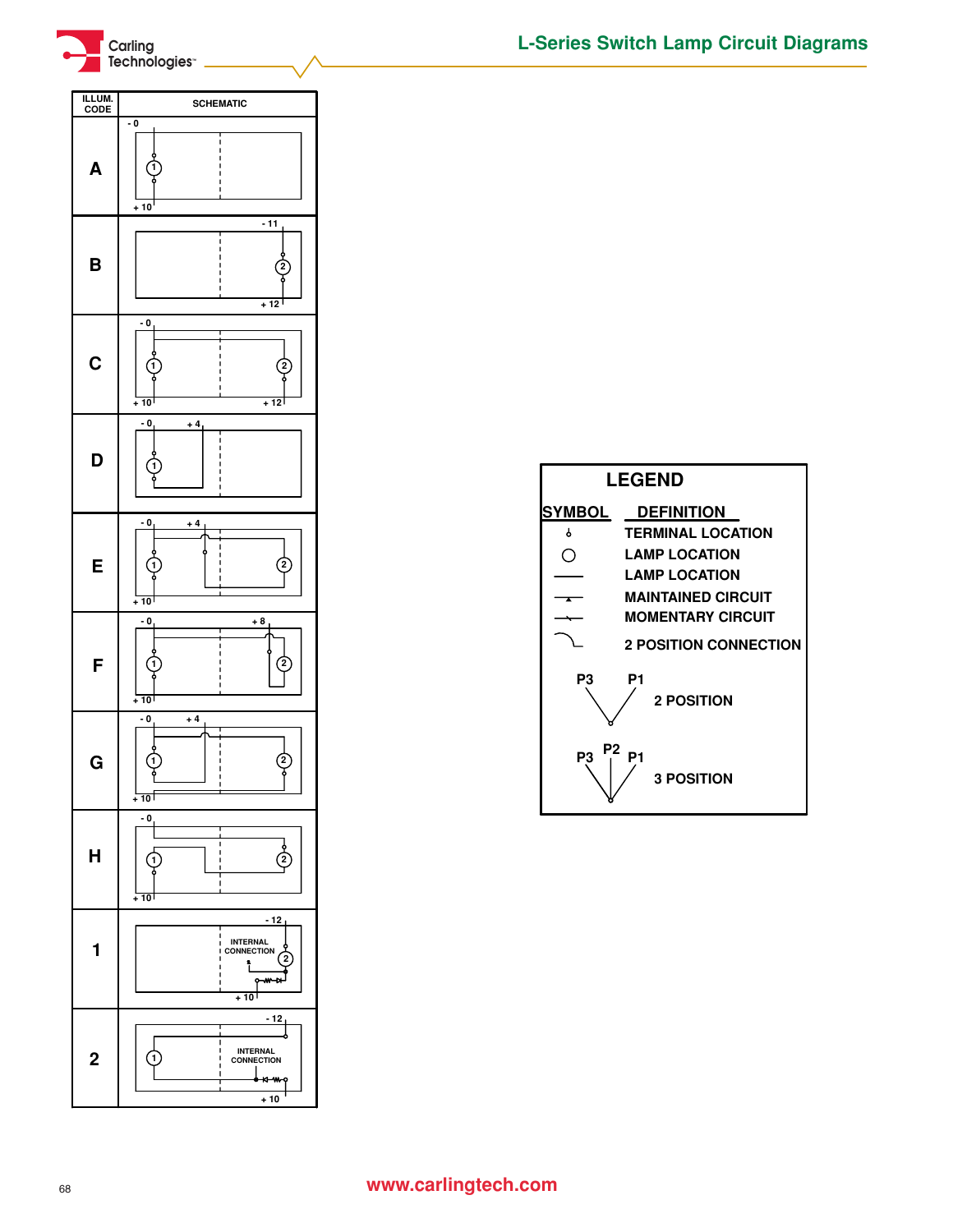# L-Series Switch Lamp Circuit Diagrams

| ILLUM. CODE | SCHEMATIC |
|---|---|
| A | - 0, 1, + 10 |
| B | - 11, 2, + 12 |
| C | - 0, 1, 2, + 10, + 12 |
| D | - 0, + 4, 1 |
| E | - 0, + 4, 1, 2, + 10 |
| F | - 0, + 8, 1, 2, + 10 |
| G | - 0, + 4, 1, 2, + 10 |
| H | - 0, 1, 2, + 10 |
| 1 | - 12, INTERNAL CONNECTION, 2, + 10 |
| 2 | - 12, 1, INTERNAL CONNECTION, + 10 |

## LEGEND

| SYMBOL | DEFINITION |
|---|---|
| | TERMINAL LOCATION |
| | LAMP LOCATION |
| | LAMP LOCATION |
| | MAINTAINED CIRCUIT |
| | MOMENTARY CIRCUIT |
| | 2 POSITION CONNECTION |
| P3 P1 | 2 POSITION |
| P3 P2 P1 | 3 POSITION |

www.carlingtech.com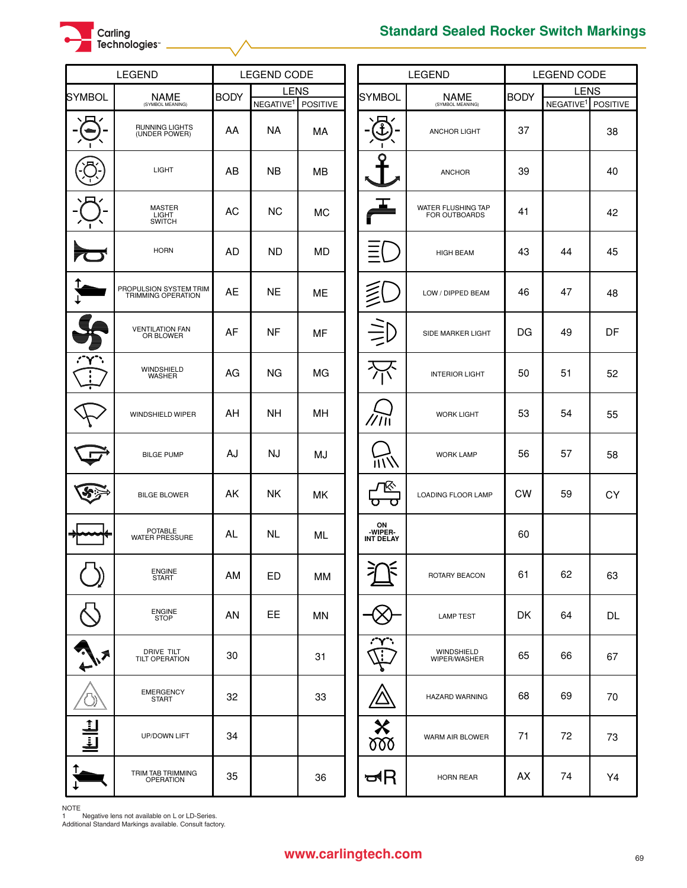## Standard Sealed Rocker Switch Markings

| SYMBOL | NAME (SYMBOL MEANING) | BODY | LENS NEGATIVE[1] | LENS POSITIVE |
|---|---|---|---|---|
| | RUNNING LIGHTS (UNDER POWER) | AA | NA | MA |
| | LIGHT | AB | NB | MB |
| | MASTER LIGHT SWITCH | AC | NC | MC |
| | HORN | AD | ND | MD |
| | PROPULSION SYSTEM TRIM TRIMMING OPERATION | AE | NE | ME |
| | VENTILATION FAN OR BLOWER | AF | NF | MF |
| | WINDSHIELD WASHER | AG | NG | MG |
| | WINDSHIELD WIPER | AH | NH | MH |
| | BILGE PUMP | AJ | NJ | MJ |
| | BILGE BLOWER | AK | NK | MK |
| | POTABLE WATER PRESSURE | AL | NL | ML |
| | ENGINE START | AM | ED | MM |
| | ENGINE STOP | AN | EE | MN |
| | DRIVE TILT TILT OPERATION | 30 | | 31 |
| | EMERGENCY START | 32 | | 33 |
| | UP/DOWN LIFT | 34 | | |
| | TRIM TAB TRIMMING OPERATION | 35 | | 36 |

| SYMBOL | NAME (SYMBOL MEANING) | BODY | LENS NEGATIVE[1] | LENS POSITIVE |
|---|---|---|---|---|
| | ANCHOR LIGHT | 37 | | 38 |
| | ANCHOR | 39 | | 40 |
| | WATER FLUSHING TAP FOR OUTBOARDS | 41 | | 42 |
| | HIGH BEAM | 43 | 44 | 45 |
| | LOW / DIPPED BEAM | 46 | 47 | 48 |
| | SIDE MARKER LIGHT | DG | 49 | DF |
| | INTERIOR LIGHT | 50 | 51 | 52 |
| | WORK LIGHT | 53 | 54 | 55 |
| | WORK LAMP | 56 | 57 | 58 |
| | LOADING FLOOR LAMP | CW | 59 | CY |
| ON -WIPER- INT DELAY | | 60 | | |
| | ROTARY BEACON | 61 | 62 | 63 |
| | LAMP TEST | DK | 64 | DL |
| | WINDSHIELD WIPER/WASHER | 65 | 66 | 67 |
| | HAZARD WARNING | 68 | 69 | 70 |
| | WARM AIR BLOWER | 71 | 72 | 73 |
| R | HORN REAR | AX | 74 | Y4 |

NOTE
1 Negative lens not available on L or LD-Series.
Additional Standard Markings available. Consult factory.

www.carlingtech.com